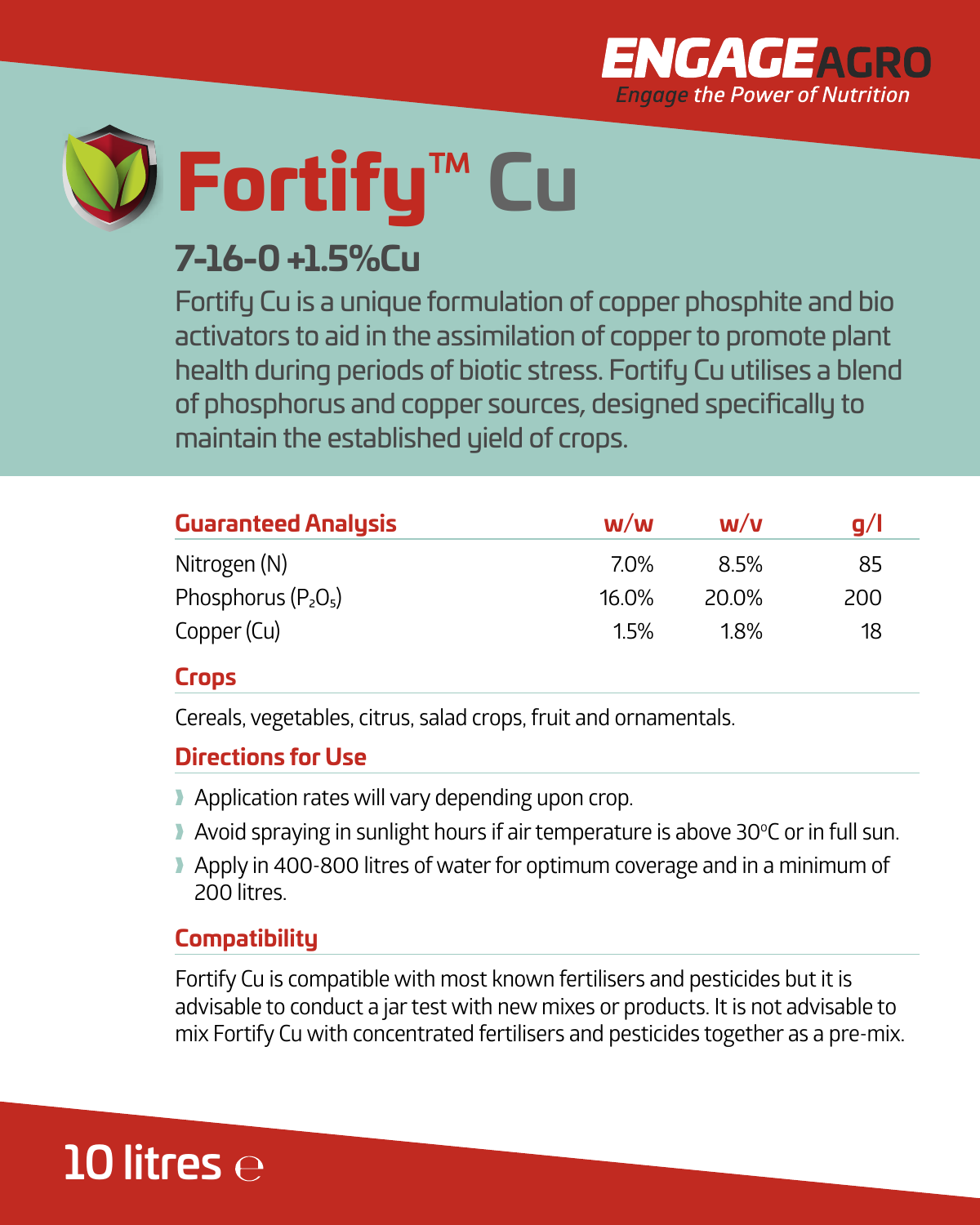ENGAGE AGRO
*Engage the Power of Nutrition*

# Fortify™ Cu

## 7-16-0 +1.5%Cu

Fortify Cu is a unique formulation of copper phosphite and bio activators to aid in the assimilation of copper to promote plant health during periods of biotic stress. Fortify Cu utilises a blend of phosphorus and copper sources, designed specifically to maintain the established yield of crops.

| Guaranteed Analysis | w/w | w/v | g/l |
|---|---|---|---|
| Nitrogen (N) | 7.0% | 8.5% | 85 |
| Phosphorus ($P_2O_5$) | 16.0% | 20.0% | 200 |
| Copper (Cu) | 1.5% | 1.8% | 18 |

### Crops

Cereals, vegetables, citrus, salad crops, fruit and ornamentals.

### Directions for Use

- Application rates will vary depending upon crop.
- Avoid spraying in sunlight hours if air temperature is above 30°C or in full sun.
- Apply in 400-800 litres of water for optimum coverage and in a minimum of 200 litres.

### Compatibility

Fortify Cu is compatible with most known fertilisers and pesticides but it is advisable to conduct a jar test with new mixes or products. It is not advisable to mix Fortify Cu with concentrated fertilisers and pesticides together as a pre-mix.

**10 litres ℮**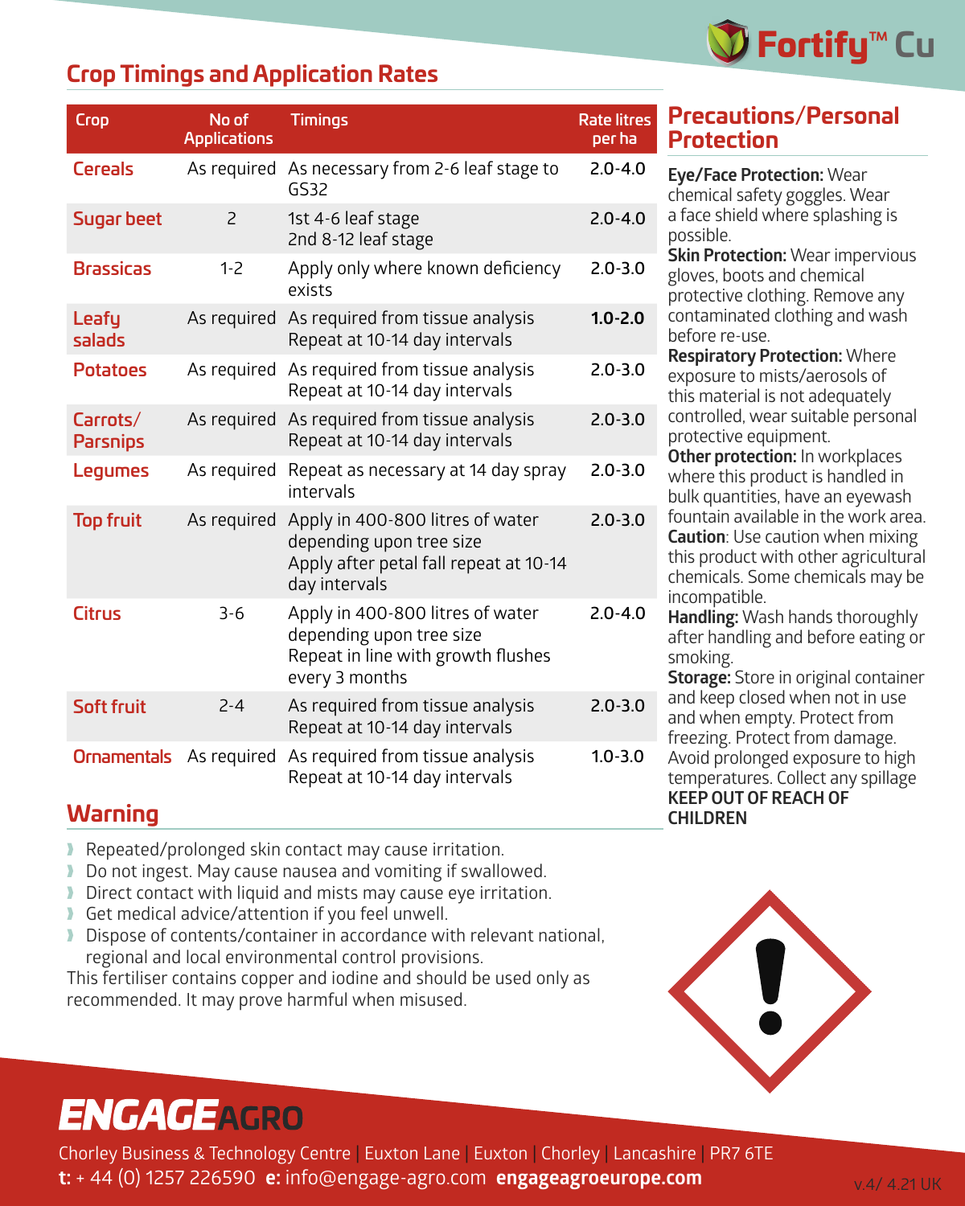Fortify™ Cu

## Crop Timings and Application Rates

| Crop | No of Applications | Timings | Rate litres per ha |
|---|---|---|---|
| Cereals | As required | As necessary from 2-6 leaf stage to GS32 | 2.0-4.0 |
| Sugar beet | 2 | 1st 4-6 leaf stage<br>2nd 8-12 leaf stage | 2.0-4.0 |
| Brassicas | 1-2 | Apply only where known deficiency exists | 2.0-3.0 |
| Leafy salads | As required | As required from tissue analysis<br>Repeat at 10-14 day intervals | 1.0-2.0 |
| Potatoes | As required | As required from tissue analysis<br>Repeat at 10-14 day intervals | 2.0-3.0 |
| Carrots/ Parsnips | As required | As required from tissue analysis<br>Repeat at 10-14 day intervals | 2.0-3.0 |
| Legumes | As required | Repeat as necessary at 14 day spray intervals | 2.0-3.0 |
| Top fruit | As required | Apply in 400-800 litres of water depending upon tree size<br>Apply after petal fall repeat at 10-14 day intervals | 2.0-3.0 |
| Citrus | 3-6 | Apply in 400-800 litres of water depending upon tree size<br>Repeat in line with growth flushes every 3 months | 2.0-4.0 |
| Soft fruit | 2-4 | As required from tissue analysis<br>Repeat at 10-14 day intervals | 2.0-3.0 |
| Ornamentals | As required | As required from tissue analysis<br>Repeat at 10-14 day intervals | 1.0-3.0 |

## Warning

- Repeated/prolonged skin contact may cause irritation.
- Do not ingest. May cause nausea and vomiting if swallowed.
- Direct contact with liquid and mists may cause eye irritation.
- Get medical advice/attention if you feel unwell.
- Dispose of contents/container in accordance with relevant national, regional and local environmental control provisions.

This fertiliser contains copper and iodine and should be used only as recommended. It may prove harmful when misused.

## Precautions/Personal Protection

**Eye/Face Protection:** Wear chemical safety goggles. Wear a face shield where splashing is possible.

**Skin Protection:** Wear impervious gloves, boots and chemical protective clothing. Remove any contaminated clothing and wash before re-use.

**Respiratory Protection:** Where exposure to mists/aerosols of this material is not adequately controlled, wear suitable personal protective equipment.

**Other protection:** In workplaces where this product is handled in bulk quantities, have an eyewash fountain available in the work area.

**Caution**: Use caution when mixing this product with other agricultural chemicals. Some chemicals may be incompatible.

**Handling:** Wash hands thoroughly after handling and before eating or smoking.

**Storage:** Store in original container and keep closed when not in use and when empty. Protect from freezing. Protect from damage. Avoid prolonged exposure to high temperatures. Collect any spillage

**KEEP OUT OF REACH OF CHILDREN**

ENGAGEAGRO

Chorley Business & Technology Centre | Euxton Lane | Euxton | Chorley | Lancashire | PR7 6TE

**t:** + 44 (0) 1257 226590 **e:** info@engage-agro.com **engageagroeurope.com**

v.4/ 4.21 UK